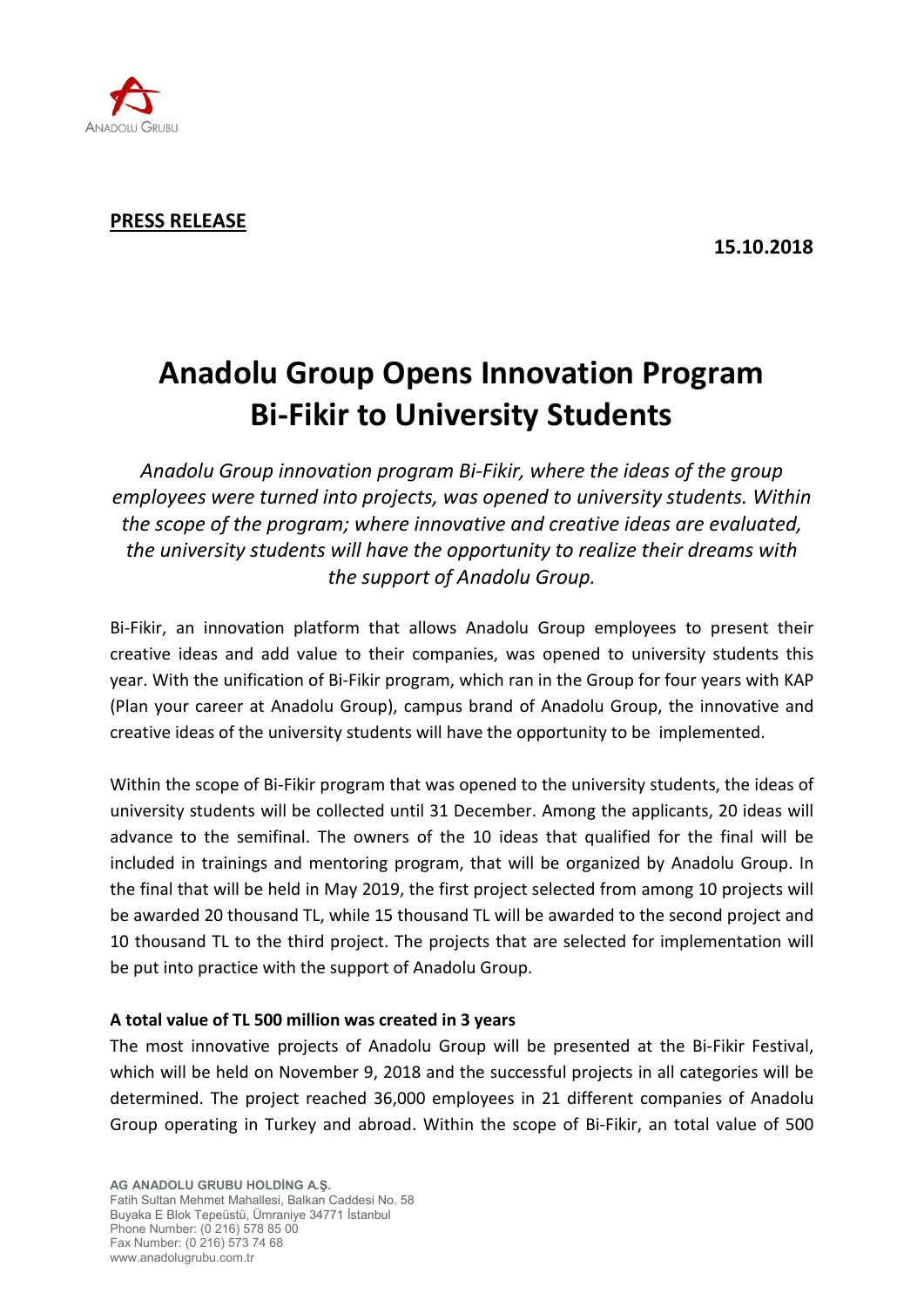**PRESS RELEASE**

**15.10.2018**

# Anadolu Group Opens Innovation Program Bi-Fikir to University Students

*Anadolu Group innovation program Bi-Fikir, where the ideas of the group employees were turned into projects, was opened to university students. Within the scope of the program; where innovative and creative ideas are evaluated, the university students will have the opportunity to realize their dreams with the support of Anadolu Group.*

Bi-Fikir, an innovation platform that allows Anadolu Group employees to present their creative ideas and add value to their companies, was opened to university students this year. With the unification of Bi-Fikir program, which ran in the Group for four years with KAP (Plan your career at Anadolu Group), campus brand of Anadolu Group, the innovative and creative ideas of the university students will have the opportunity to be implemented.

Within the scope of Bi-Fikir program that was opened to the university students, the ideas of university students will be collected until 31 December. Among the applicants, 20 ideas will advance to the semifinal. The owners of the 10 ideas that qualified for the final will be included in trainings and mentoring program, that will be organized by Anadolu Group. In the final that will be held in May 2019, the first project selected from among 10 projects will be awarded 20 thousand TL, while 15 thousand TL will be awarded to the second project and 10 thousand TL to the third project. The projects that are selected for implementation will be put into practice with the support of Anadolu Group.

**A total value of TL 500 million was created in 3 years**

The most innovative projects of Anadolu Group will be presented at the Bi-Fikir Festival, which will be held on November 9, 2018 and the successful projects in all categories will be determined. The project reached 36,000 employees in 21 different companies of Anadolu Group operating in Turkey and abroad. Within the scope of Bi-Fikir, an total value of 500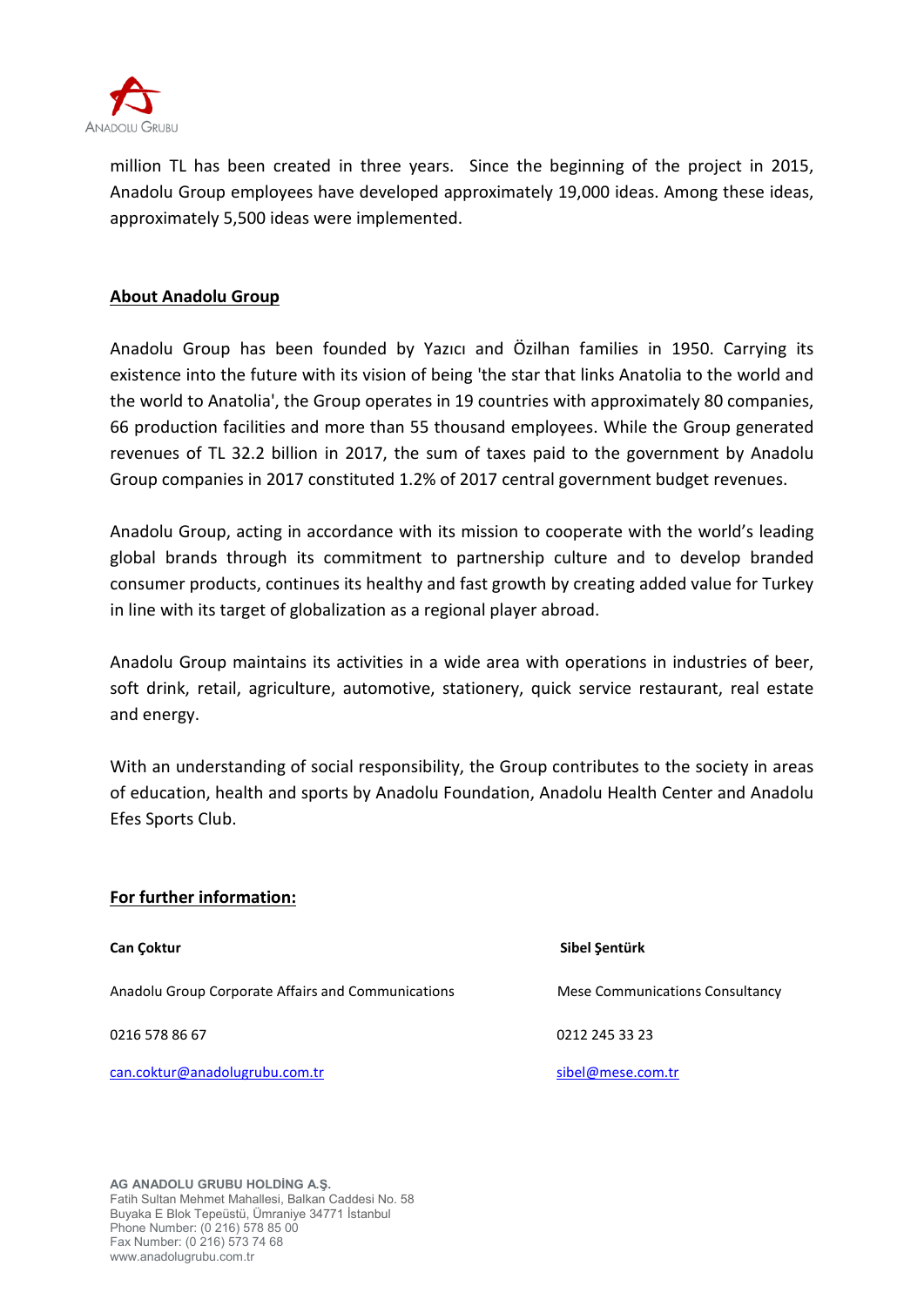million TL has been created in three years. Since the beginning of the project in 2015, Anadolu Group employees have developed approximately 19,000 ideas. Among these ideas, approximately 5,500 ideas were implemented.

## About Anadolu Group

Anadolu Group has been founded by Yazıcı and Özilhan families in 1950. Carrying its existence into the future with its vision of being 'the star that links Anatolia to the world and the world to Anatolia', the Group operates in 19 countries with approximately 80 companies, 66 production facilities and more than 55 thousand employees. While the Group generated revenues of TL 32.2 billion in 2017, the sum of taxes paid to the government by Anadolu Group companies in 2017 constituted 1.2% of 2017 central government budget revenues.

Anadolu Group, acting in accordance with its mission to cooperate with the world's leading global brands through its commitment to partnership culture and to develop branded consumer products, continues its healthy and fast growth by creating added value for Turkey in line with its target of globalization as a regional player abroad.

Anadolu Group maintains its activities in a wide area with operations in industries of beer, soft drink, retail, agriculture, automotive, stationery, quick service restaurant, real estate and energy.

With an understanding of social responsibility, the Group contributes to the society in areas of education, health and sports by Anadolu Foundation, Anadolu Health Center and Anadolu Efes Sports Club.

## For further information:

**Can Çoktur**

Anadolu Group Corporate Affairs and Communications

0216 578 86 67

can.coktur@anadolugrubu.com.tr

**Sibel Şentürk**

Mese Communications Consultancy

0212 245 33 23

sibel@mese.com.tr

**AG ANADOLU GRUBU HOLDİNG A.Ş.**
Fatih Sultan Mehmet Mahallesi, Balkan Caddesi No. 58
Buyaka E Blok Tepeüstü, Ümraniye 34771 İstanbul
Phone Number: (0 216) 578 85 00
Fax Number: (0 216) 573 74 68
www.anadolugrubu.com.tr